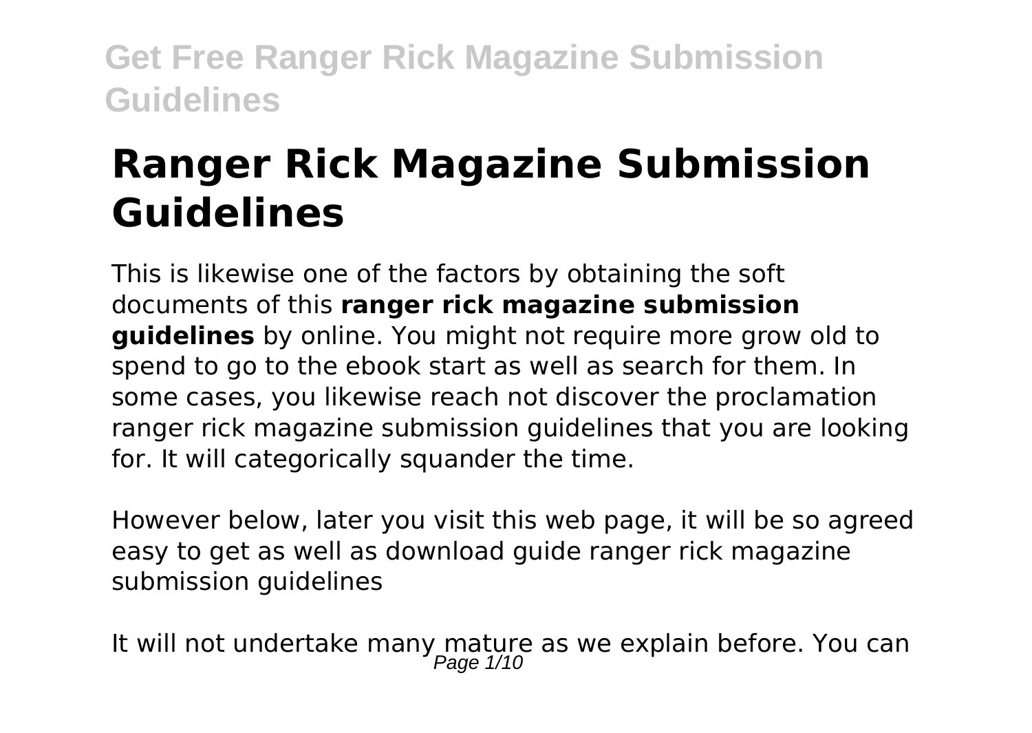# Ranger Rick Magazine Submission Guidelines

This is likewise one of the factors by obtaining the soft documents of this **ranger rick magazine submission guidelines** by online. You might not require more grow old to spend to go to the ebook start as well as search for them. In some cases, you likewise reach not discover the proclamation ranger rick magazine submission guidelines that you are looking for. It will categorically squander the time.

However below, later you visit this web page, it will be so agreed easy to get as well as download guide ranger rick magazine submission guidelines

It will not undertake many mature as we explain before. You can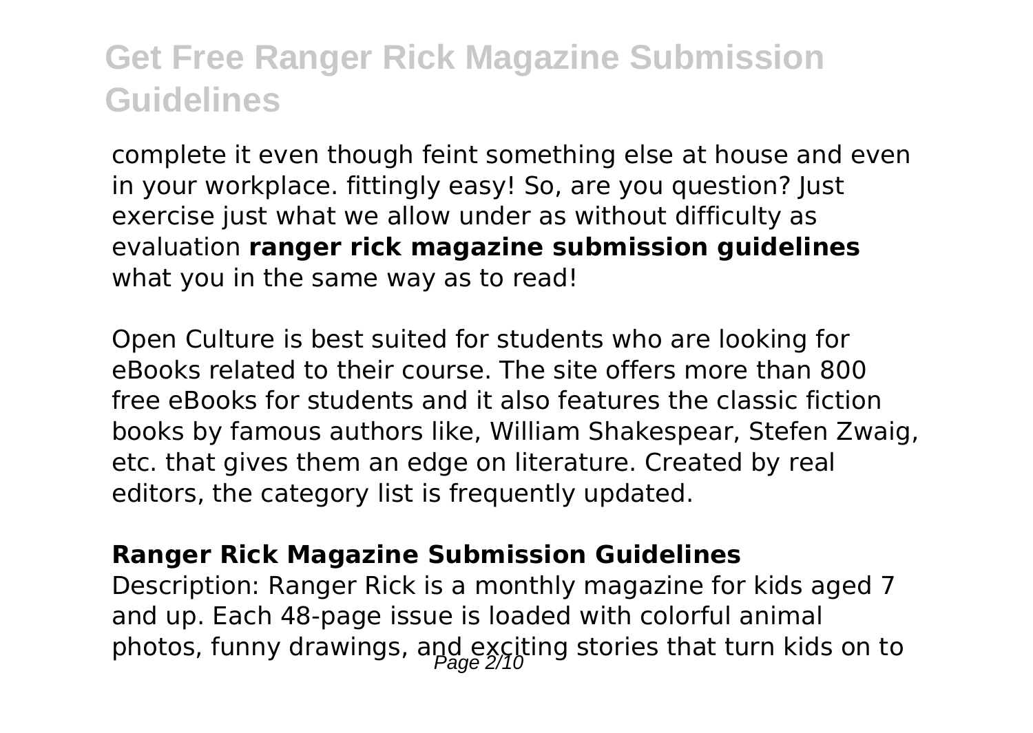complete it even though feint something else at house and even in your workplace. fittingly easy! So, are you question? Just exercise just what we allow under as without difficulty as evaluation **ranger rick magazine submission guidelines** what you in the same way as to read!

Open Culture is best suited for students who are looking for eBooks related to their course. The site offers more than 800 free eBooks for students and it also features the classic fiction books by famous authors like, William Shakespear, Stefen Zwaig, etc. that gives them an edge on literature. Created by real editors, the category list is frequently updated.

### Ranger Rick Magazine Submission Guidelines

Description: Ranger Rick is a monthly magazine for kids aged 7 and up. Each 48-page issue is loaded with colorful animal photos, funny drawings, and exciting stories that turn kids on to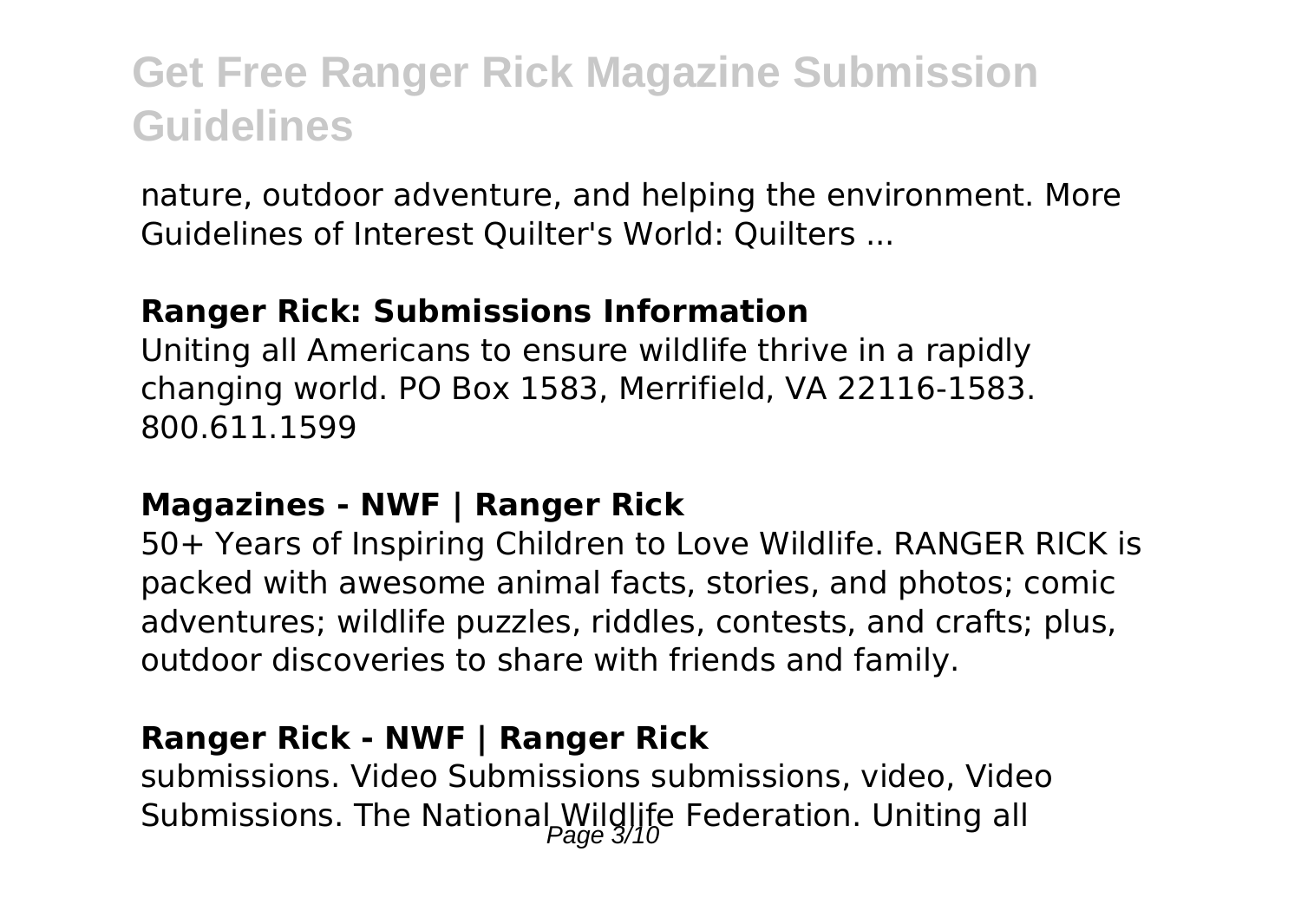nature, outdoor adventure, and helping the environment. More Guidelines of Interest Quilter's World: Quilters ...

**Ranger Rick: Submissions Information**

Uniting all Americans to ensure wildlife thrive in a rapidly changing world. PO Box 1583, Merrifield, VA 22116-1583. 800.611.1599

**Magazines - NWF | Ranger Rick**

50+ Years of Inspiring Children to Love Wildlife. RANGER RICK is packed with awesome animal facts, stories, and photos; comic adventures; wildlife puzzles, riddles, contests, and crafts; plus, outdoor discoveries to share with friends and family.

**Ranger Rick - NWF | Ranger Rick**

submissions. Video Submissions submissions, video, Video Submissions. The National Wildlife Federation. Uniting all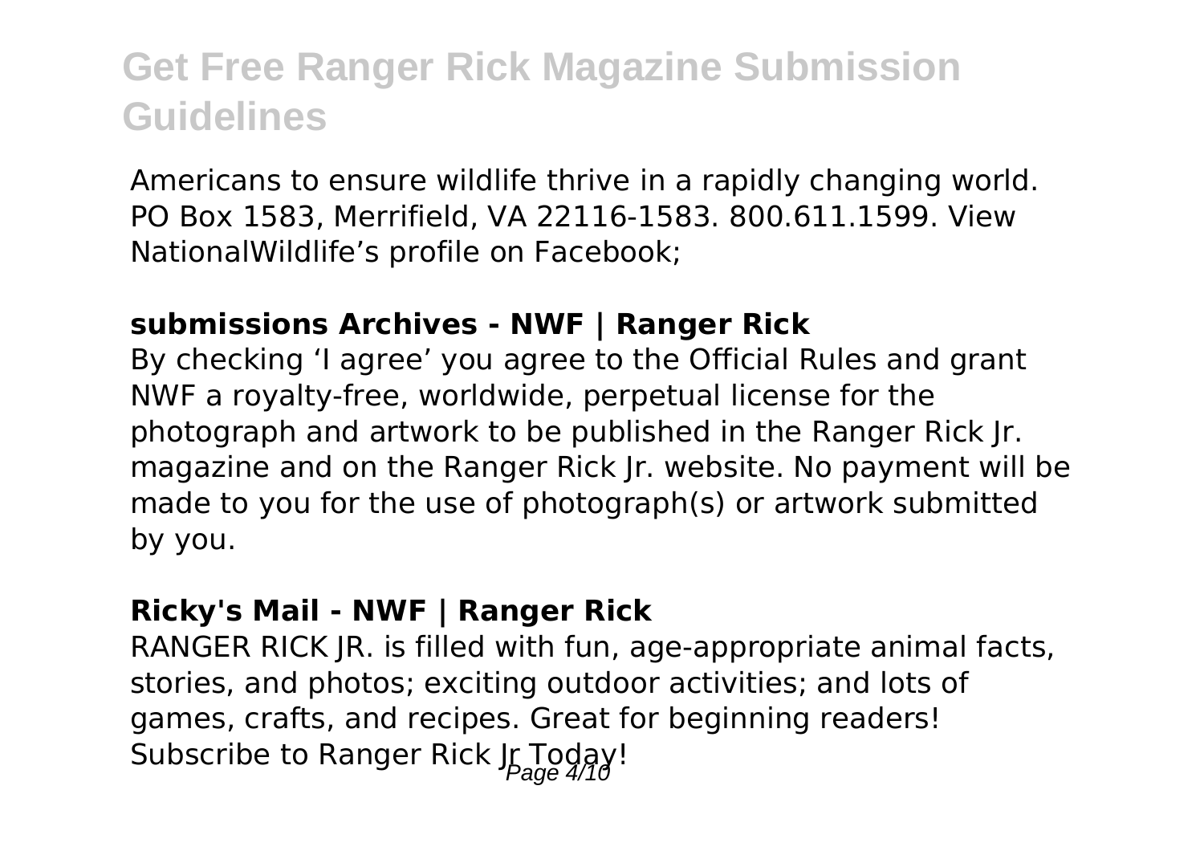Americans to ensure wildlife thrive in a rapidly changing world. PO Box 1583, Merrifield, VA 22116-1583. 800.611.1599. View NationalWildlife's profile on Facebook;

### **submissions Archives - NWF | Ranger Rick**

By checking 'I agree' you agree to the Official Rules and grant NWF a royalty-free, worldwide, perpetual license for the photograph and artwork to be published in the Ranger Rick Jr. magazine and on the Ranger Rick Jr. website. No payment will be made to you for the use of photograph(s) or artwork submitted by you.

### **Ricky's Mail - NWF | Ranger Rick**

RANGER RICK JR. is filled with fun, age-appropriate animal facts, stories, and photos; exciting outdoor activities; and lots of games, crafts, and recipes. Great for beginning readers! Subscribe to Ranger Rick Jr Today!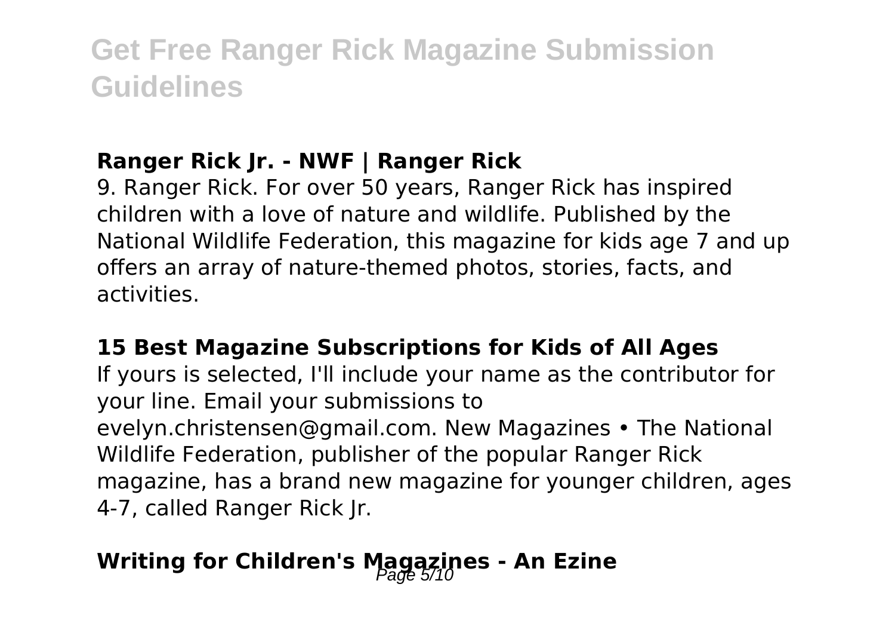### Ranger Rick Jr. - NWF | Ranger Rick

9. Ranger Rick. For over 50 years, Ranger Rick has inspired children with a love of nature and wildlife. Published by the National Wildlife Federation, this magazine for kids age 7 and up offers an array of nature-themed photos, stories, facts, and activities.

### 15 Best Magazine Subscriptions for Kids of All Ages

If yours is selected, I'll include your name as the contributor for your line. Email your submissions to evelyn.christensen@gmail.com. New Magazines • The National Wildlife Federation, publisher of the popular Ranger Rick magazine, has a brand new magazine for younger children, ages 4-7, called Ranger Rick Jr.

## Writing for Children's Magazines - An Ezine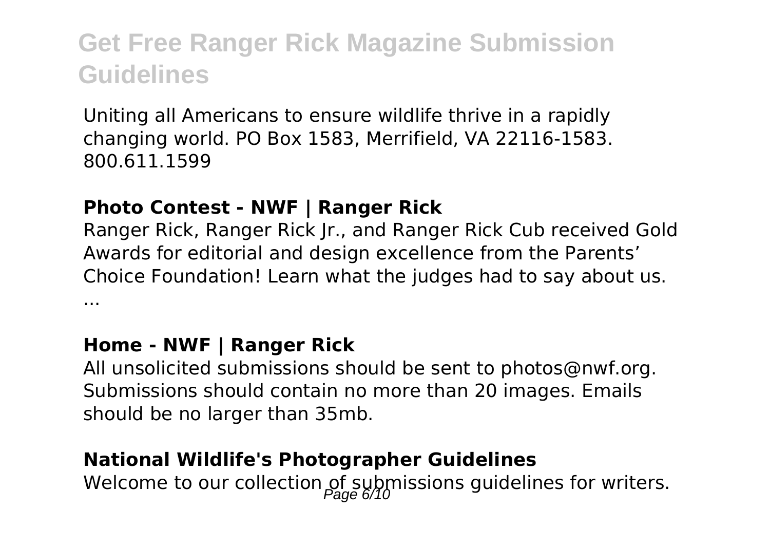Uniting all Americans to ensure wildlife thrive in a rapidly changing world. PO Box 1583, Merrifield, VA 22116-1583. 800.611.1599

**Photo Contest - NWF | Ranger Rick**

Ranger Rick, Ranger Rick Jr., and Ranger Rick Cub received Gold Awards for editorial and design excellence from the Parents' Choice Foundation! Learn what the judges had to say about us. ...

**Home - NWF | Ranger Rick**

All unsolicited submissions should be sent to photos@nwf.org. Submissions should contain no more than 20 images. Emails should be no larger than 35mb.

**National Wildlife's Photographer Guidelines**

Welcome to our collection of submissions guidelines for writers.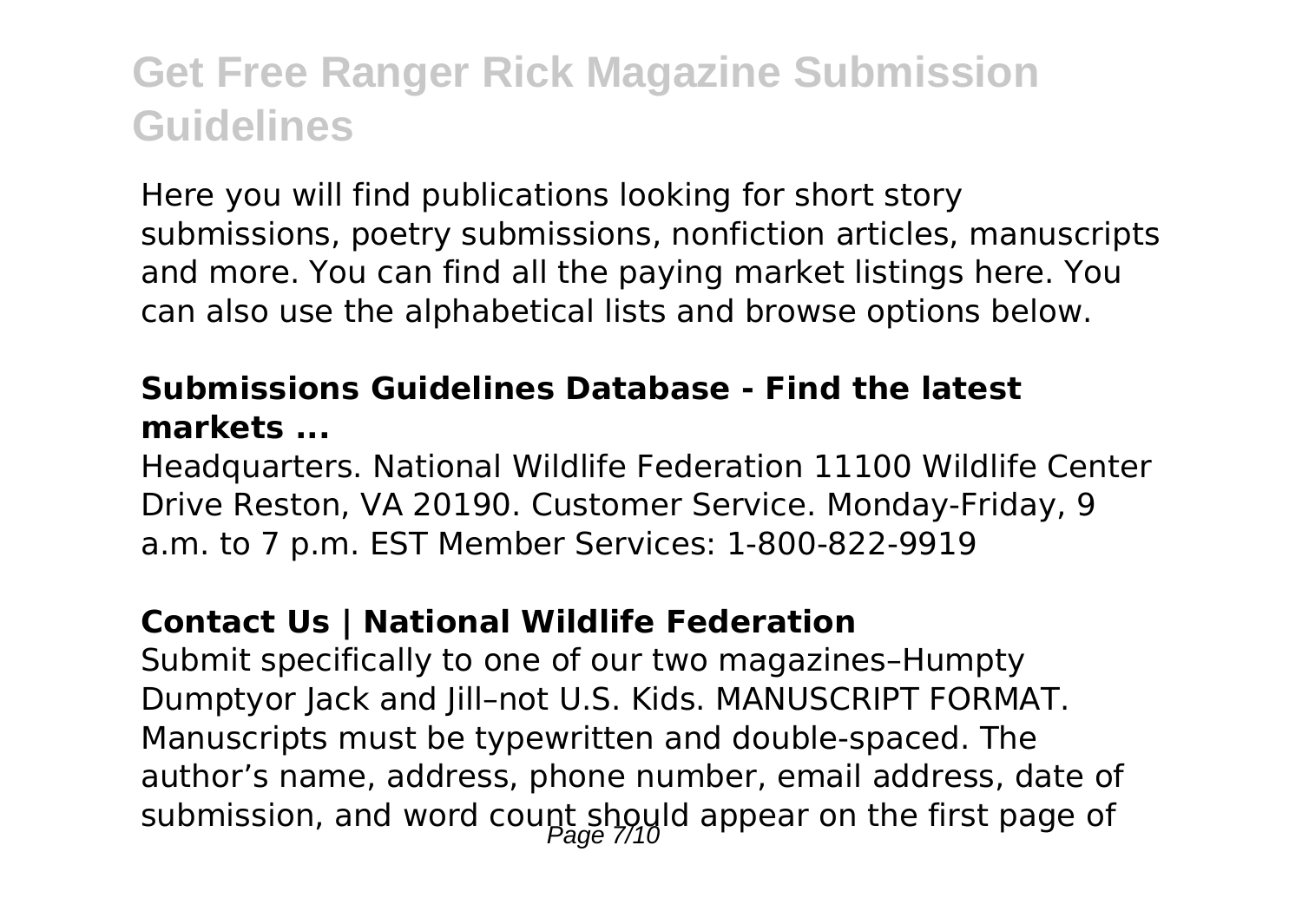Here you will find publications looking for short story submissions, poetry submissions, nonfiction articles, manuscripts and more. You can find all the paying market listings here. You can also use the alphabetical lists and browse options below.

**Submissions Guidelines Database - Find the latest markets ...**

Headquarters. National Wildlife Federation 11100 Wildlife Center Drive Reston, VA 20190. Customer Service. Monday-Friday, 9 a.m. to 7 p.m. EST Member Services: 1-800-822-9919

**Contact Us | National Wildlife Federation**

Submit specifically to one of our two magazines–Humpty Dumptyor Jack and Jill–not U.S. Kids. MANUSCRIPT FORMAT. Manuscripts must be typewritten and double-spaced. The author's name, address, phone number, email address, date of submission, and word count should appear on the first page of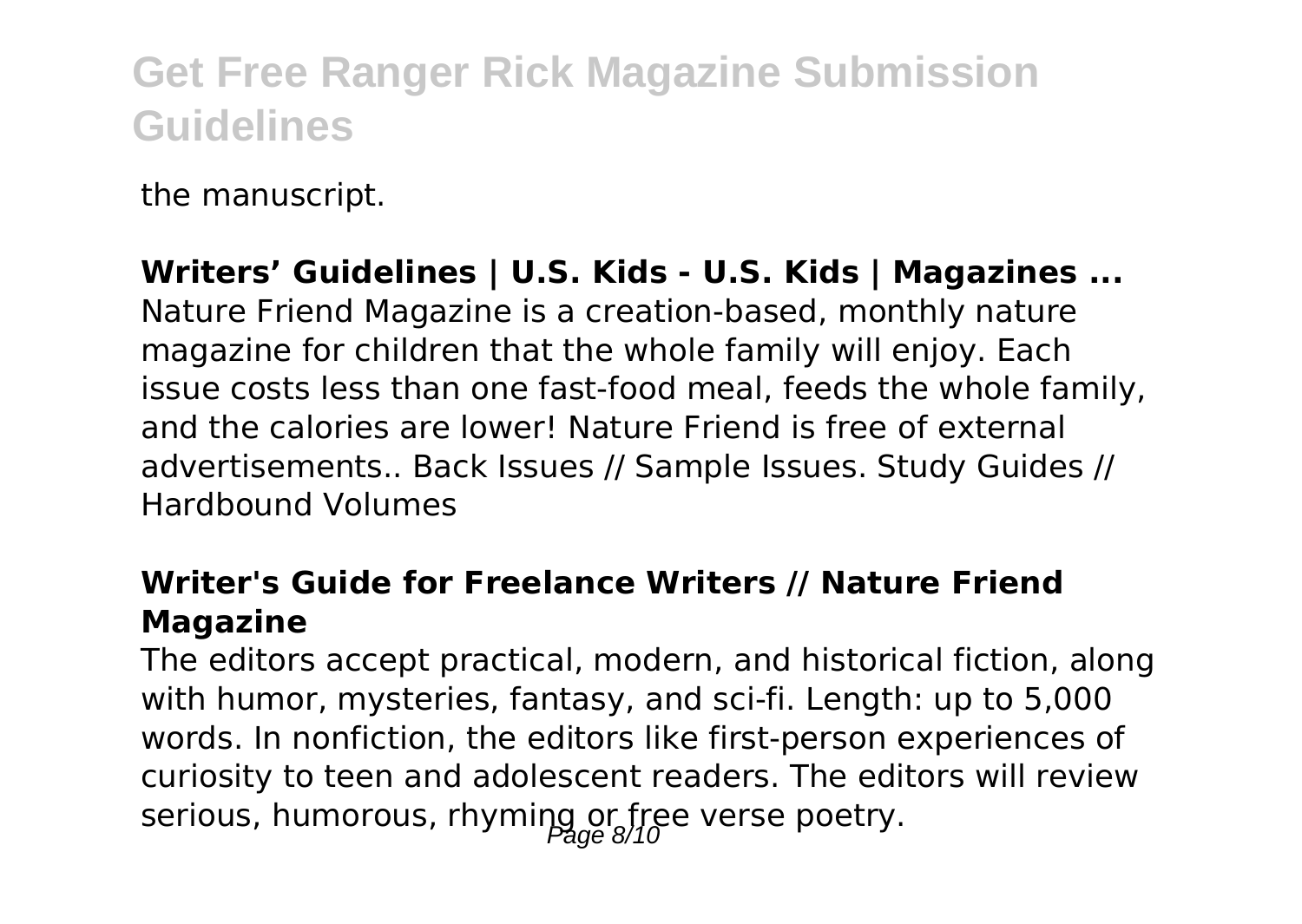the manuscript.

**Writers' Guidelines | U.S. Kids - U.S. Kids | Magazines ...**

Nature Friend Magazine is a creation-based, monthly nature magazine for children that the whole family will enjoy. Each issue costs less than one fast-food meal, feeds the whole family, and the calories are lower! Nature Friend is free of external advertisements.. Back Issues // Sample Issues. Study Guides // Hardbound Volumes

**Writer's Guide for Freelance Writers // Nature Friend Magazine**

The editors accept practical, modern, and historical fiction, along with humor, mysteries, fantasy, and sci-fi. Length: up to 5,000 words. In nonfiction, the editors like first-person experiences of curiosity to teen and adolescent readers. The editors will review serious, humorous, rhyming or free verse poetry.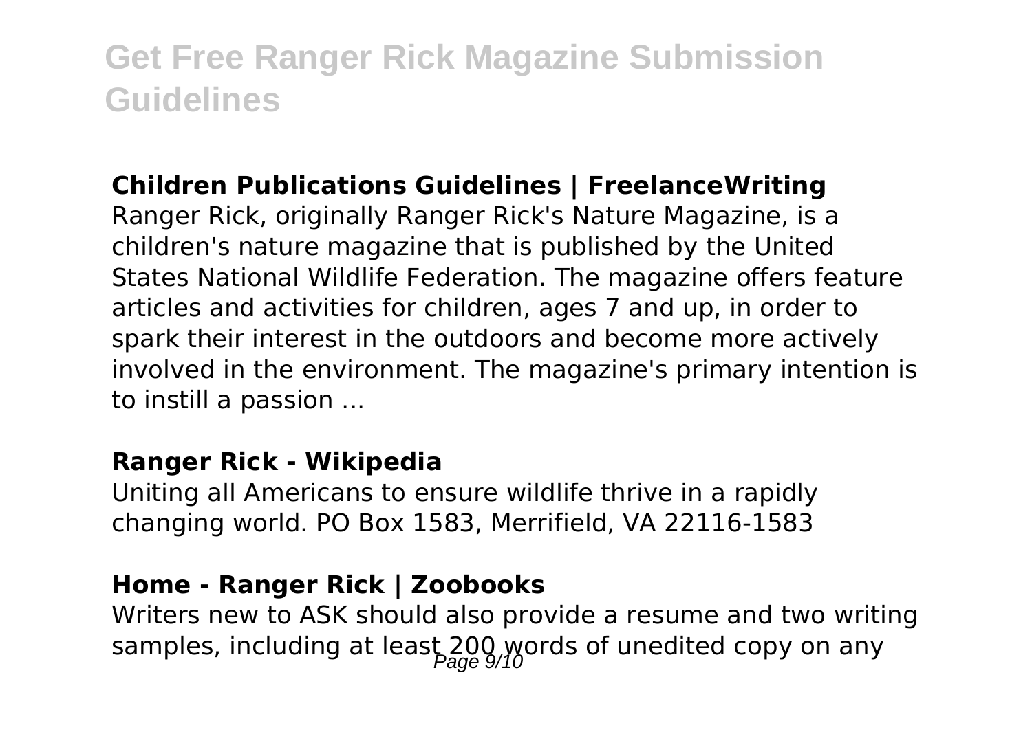### Children Publications Guidelines | FreelanceWriting

Ranger Rick, originally Ranger Rick's Nature Magazine, is a children's nature magazine that is published by the United States National Wildlife Federation. The magazine offers feature articles and activities for children, ages 7 and up, in order to spark their interest in the outdoors and become more actively involved in the environment. The magazine's primary intention is to instill a passion ...

### Ranger Rick - Wikipedia

Uniting all Americans to ensure wildlife thrive in a rapidly changing world. PO Box 1583, Merrifield, VA 22116-1583

### Home - Ranger Rick | Zoobooks

Writers new to ASK should also provide a resume and two writing samples, including at least 200 words of unedited copy on any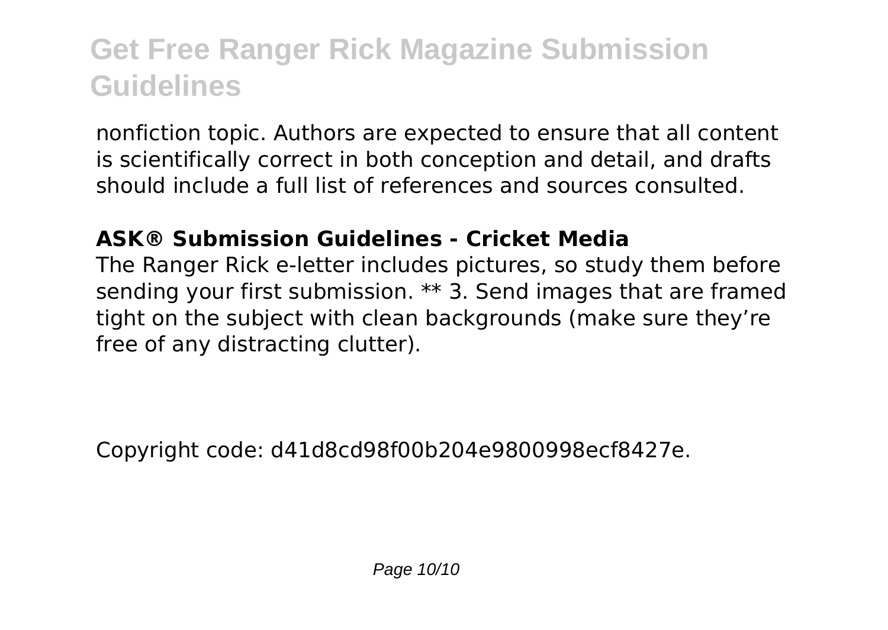nonfiction topic. Authors are expected to ensure that all content is scientifically correct in both conception and detail, and drafts should include a full list of references and sources consulted.

**ASK® Submission Guidelines - Cricket Media**

The Ranger Rick e-letter includes pictures, so study them before sending your first submission. ** 3. Send images that are framed tight on the subject with clean backgrounds (make sure they're free of any distracting clutter).

Copyright code: d41d8cd98f00b204e9800998ecf8427e.